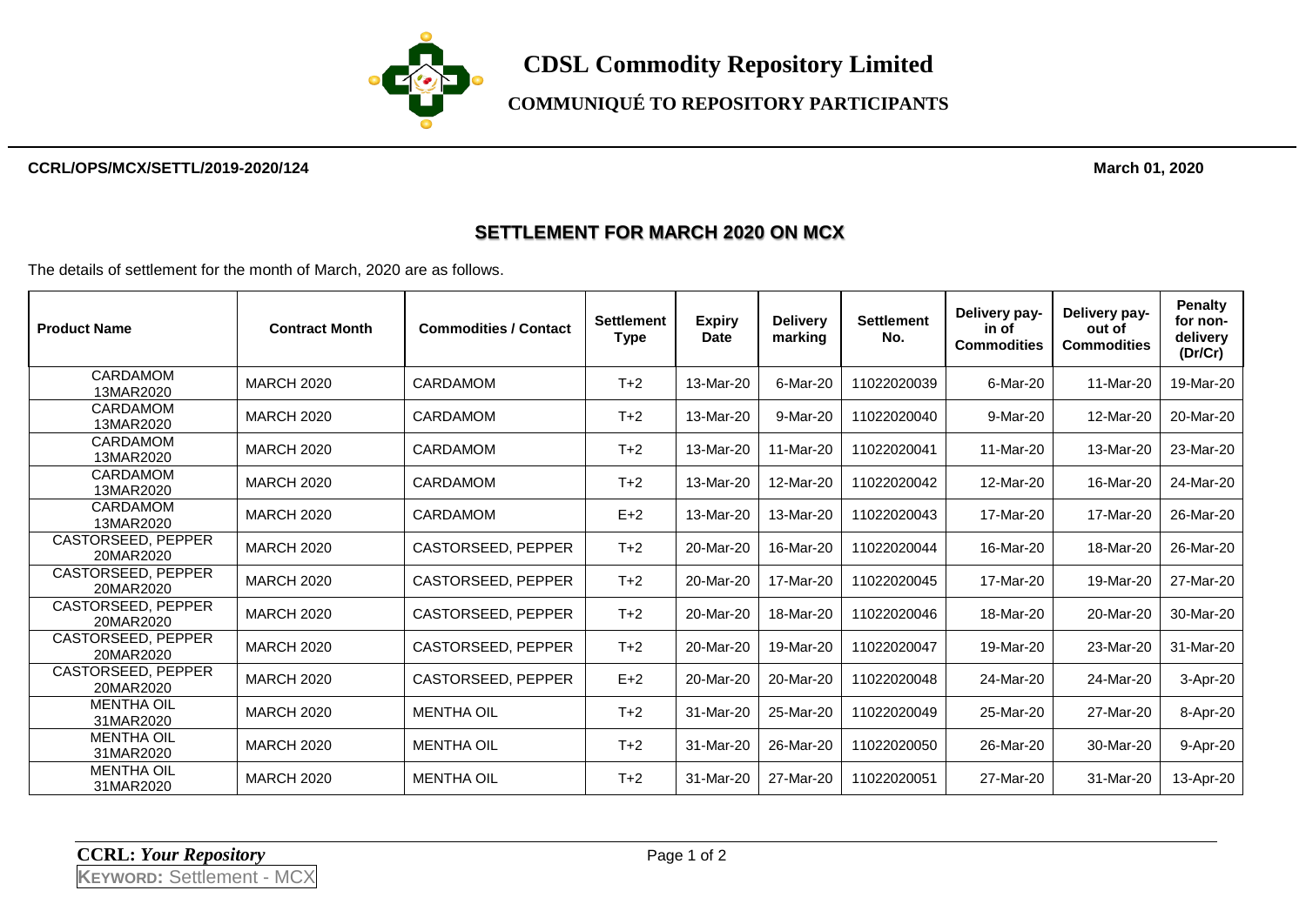# CDSL Commodity Repository Limited

## COMMUNIQUÉ TO REPOSITORY PARTICIPANTS

**CCRL/OPS/MCX/SETTL/2019-2020/124** **March 01, 2020**

## SETTLEMENT FOR MARCH 2020 ON MCX

The details of settlement for the month of March, 2020 are as follows.

| Product Name | Contract Month | Commodities / Contact | Settlement Type | Expiry Date | Delivery marking | Settlement No. | Delivery pay-in of Commodities | Delivery pay-out of Commodities | Penalty for non-delivery (Dr/Cr) |
|---|---|---|---|---|---|---|---|---|---|
| CARDAMOM 13MAR2020 | MARCH 2020 | CARDAMOM | T+2 | 13-Mar-20 | 6-Mar-20 | 11022020039 | 6-Mar-20 | 11-Mar-20 | 19-Mar-20 |
| CARDAMOM 13MAR2020 | MARCH 2020 | CARDAMOM | T+2 | 13-Mar-20 | 9-Mar-20 | 11022020040 | 9-Mar-20 | 12-Mar-20 | 20-Mar-20 |
| CARDAMOM 13MAR2020 | MARCH 2020 | CARDAMOM | T+2 | 13-Mar-20 | 11-Mar-20 | 11022020041 | 11-Mar-20 | 13-Mar-20 | 23-Mar-20 |
| CARDAMOM 13MAR2020 | MARCH 2020 | CARDAMOM | T+2 | 13-Mar-20 | 12-Mar-20 | 11022020042 | 12-Mar-20 | 16-Mar-20 | 24-Mar-20 |
| CARDAMOM 13MAR2020 | MARCH 2020 | CARDAMOM | E+2 | 13-Mar-20 | 13-Mar-20 | 11022020043 | 17-Mar-20 | 17-Mar-20 | 26-Mar-20 |
| CASTORSEED, PEPPER 20MAR2020 | MARCH 2020 | CASTORSEED, PEPPER | T+2 | 20-Mar-20 | 16-Mar-20 | 11022020044 | 16-Mar-20 | 18-Mar-20 | 26-Mar-20 |
| CASTORSEED, PEPPER 20MAR2020 | MARCH 2020 | CASTORSEED, PEPPER | T+2 | 20-Mar-20 | 17-Mar-20 | 11022020045 | 17-Mar-20 | 19-Mar-20 | 27-Mar-20 |
| CASTORSEED, PEPPER 20MAR2020 | MARCH 2020 | CASTORSEED, PEPPER | T+2 | 20-Mar-20 | 18-Mar-20 | 11022020046 | 18-Mar-20 | 20-Mar-20 | 30-Mar-20 |
| CASTORSEED, PEPPER 20MAR2020 | MARCH 2020 | CASTORSEED, PEPPER | T+2 | 20-Mar-20 | 19-Mar-20 | 11022020047 | 19-Mar-20 | 23-Mar-20 | 31-Mar-20 |
| CASTORSEED, PEPPER 20MAR2020 | MARCH 2020 | CASTORSEED, PEPPER | E+2 | 20-Mar-20 | 20-Mar-20 | 11022020048 | 24-Mar-20 | 24-Mar-20 | 3-Apr-20 |
| MENTHA OIL 31MAR2020 | MARCH 2020 | MENTHA OIL | T+2 | 31-Mar-20 | 25-Mar-20 | 11022020049 | 25-Mar-20 | 27-Mar-20 | 8-Apr-20 |
| MENTHA OIL 31MAR2020 | MARCH 2020 | MENTHA OIL | T+2 | 31-Mar-20 | 26-Mar-20 | 11022020050 | 26-Mar-20 | 30-Mar-20 | 9-Apr-20 |
| MENTHA OIL 31MAR2020 | MARCH 2020 | MENTHA OIL | T+2 | 31-Mar-20 | 27-Mar-20 | 11022020051 | 27-Mar-20 | 31-Mar-20 | 13-Apr-20 |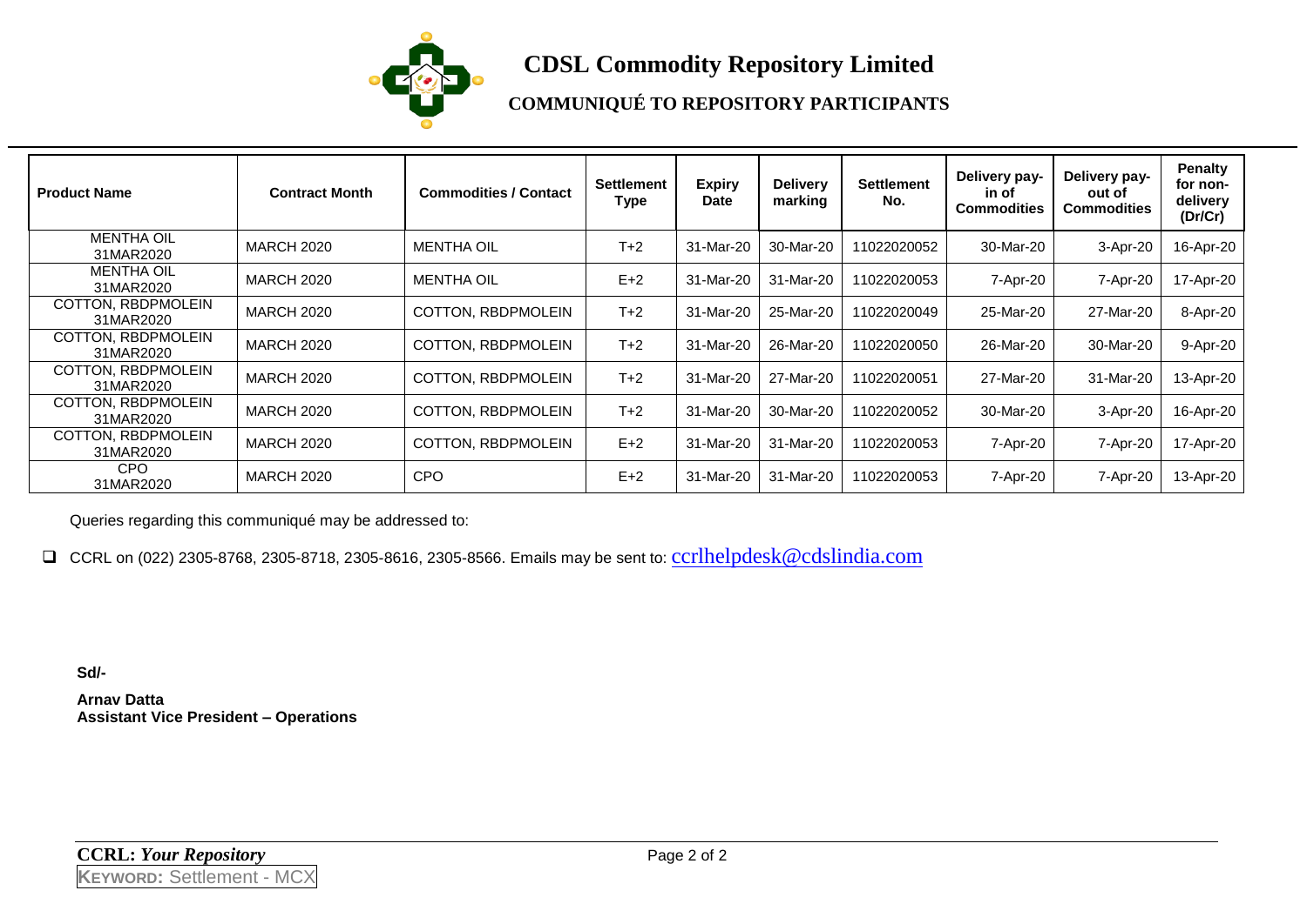# CDSL Commodity Repository Limited

## COMMUNIQUÉ TO REPOSITORY PARTICIPANTS

| Product Name | Contract Month | Commodities / Contact | Settlement Type | Expiry Date | Delivery marking | Settlement No. | Delivery pay-in of Commodities | Delivery pay-out of Commodities | Penalty for non-delivery (Dr/Cr) |
|---|---|---|---|---|---|---|---|---|---|
| MENTHA OIL 31MAR2020 | MARCH 2020 | MENTHA OIL | T+2 | 31-Mar-20 | 30-Mar-20 | 11022020052 | 30-Mar-20 | 3-Apr-20 | 16-Apr-20 |
| MENTHA OIL 31MAR2020 | MARCH 2020 | MENTHA OIL | E+2 | 31-Mar-20 | 31-Mar-20 | 11022020053 | 7-Apr-20 | 7-Apr-20 | 17-Apr-20 |
| COTTON, RBDPMOLEIN 31MAR2020 | MARCH 2020 | COTTON, RBDPMOLEIN | T+2 | 31-Mar-20 | 25-Mar-20 | 11022020049 | 25-Mar-20 | 27-Mar-20 | 8-Apr-20 |
| COTTON, RBDPMOLEIN 31MAR2020 | MARCH 2020 | COTTON, RBDPMOLEIN | T+2 | 31-Mar-20 | 26-Mar-20 | 11022020050 | 26-Mar-20 | 30-Mar-20 | 9-Apr-20 |
| COTTON, RBDPMOLEIN 31MAR2020 | MARCH 2020 | COTTON, RBDPMOLEIN | T+2 | 31-Mar-20 | 27-Mar-20 | 11022020051 | 27-Mar-20 | 31-Mar-20 | 13-Apr-20 |
| COTTON, RBDPMOLEIN 31MAR2020 | MARCH 2020 | COTTON, RBDPMOLEIN | T+2 | 31-Mar-20 | 30-Mar-20 | 11022020052 | 30-Mar-20 | 3-Apr-20 | 16-Apr-20 |
| COTTON, RBDPMOLEIN 31MAR2020 | MARCH 2020 | COTTON, RBDPMOLEIN | E+2 | 31-Mar-20 | 31-Mar-20 | 11022020053 | 7-Apr-20 | 7-Apr-20 | 17-Apr-20 |
| CPO 31MAR2020 | MARCH 2020 | CPO | E+2 | 31-Mar-20 | 31-Mar-20 | 11022020053 | 7-Apr-20 | 7-Apr-20 | 13-Apr-20 |

Queries regarding this communiqué may be addressed to:

- CCRL on (022) 2305-8768, 2305-8718, 2305-8616, 2305-8566. Emails may be sent to: ccrlhelpdesk@cdslindia.com

**Sd/-**

**Arnav Datta**
**Assistant Vice President – Operations**

**CCRL:** ***Your Repository***

**KEYWORD:** Settlement - MCX